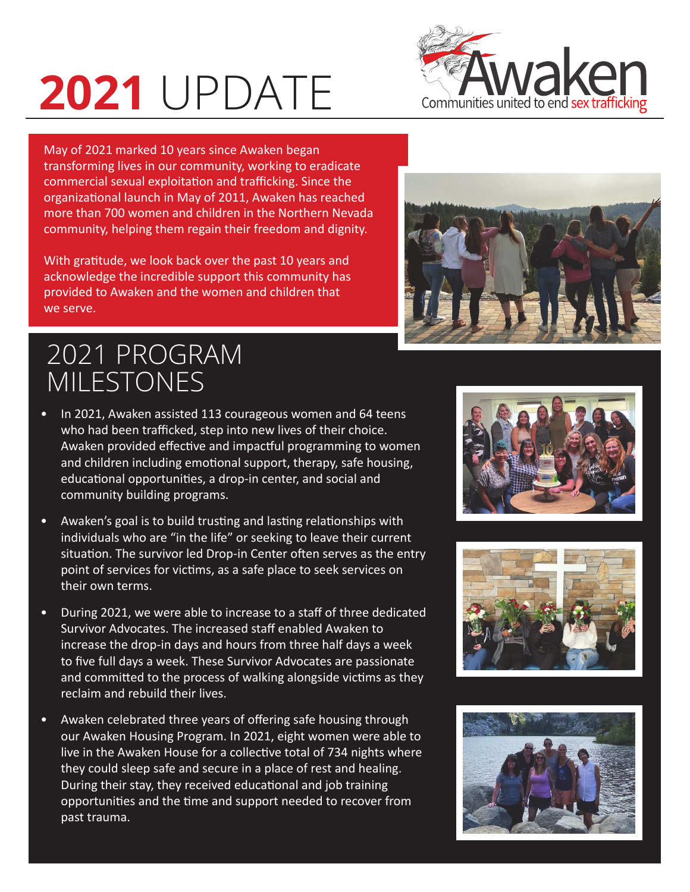# **2021** UPDATE

Awaken
Communities united to end sex trafficking

May of 2021 marked 10 years since Awaken began transforming lives in our community, working to eradicate commercial sexual exploitation and trafficking. Since the organizational launch in May of 2011, Awaken has reached more than 700 women and children in the Northern Nevada community, helping them regain their freedom and dignity.

With gratitude, we look back over the past 10 years and acknowledge the incredible support this community has provided to Awaken and the women and children that we serve.

## 2021 PROGRAM MILESTONES

- In 2021, Awaken assisted 113 courageous women and 64 teens who had been trafficked, step into new lives of their choice. Awaken provided effective and impactful programming to women and children including emotional support, therapy, safe housing, educational opportunities, a drop-in center, and social and community building programs.
- Awaken's goal is to build trusting and lasting relationships with individuals who are "in the life" or seeking to leave their current situation. The survivor led Drop-in Center often serves as the entry point of services for victims, as a safe place to seek services on their own terms.
- During 2021, we were able to increase to a staff of three dedicated Survivor Advocates. The increased staff enabled Awaken to increase the drop-in days and hours from three half days a week to five full days a week. These Survivor Advocates are passionate and committed to the process of walking alongside victims as they reclaim and rebuild their lives.
- Awaken celebrated three years of offering safe housing through our Awaken Housing Program. In 2021, eight women were able to live in the Awaken House for a collective total of 734 nights where they could sleep safe and secure in a place of rest and healing. During their stay, they received educational and job training opportunities and the time and support needed to recover from past trauma.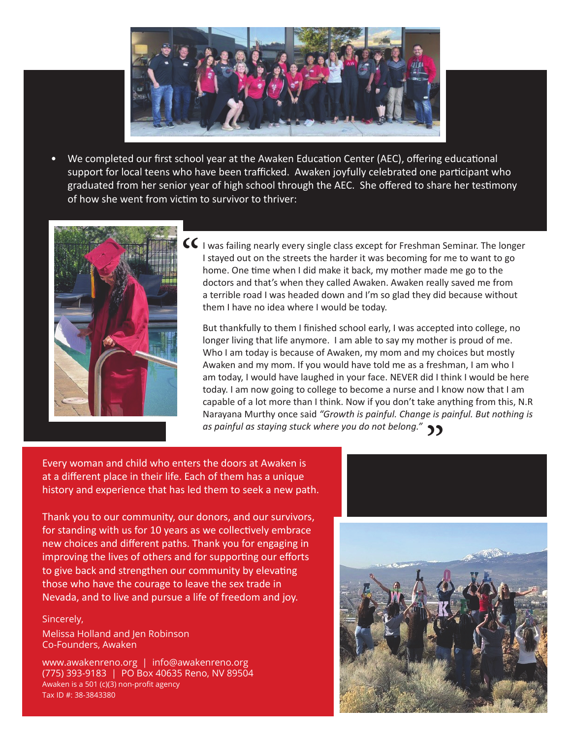- We completed our first school year at the Awaken Education Center (AEC), offering educational support for local teens who have been trafficked. Awaken joyfully celebrated one participant who graduated from her senior year of high school through the AEC. She offered to share her testimony of how she went from victim to survivor to thriver:

> "I was failing nearly every single class except for Freshman Seminar. The longer I stayed out on the streets the harder it was becoming for me to want to go home. One time when I did make it back, my mother made me go to the doctors and that's when they called Awaken. Awaken really saved me from a terrible road I was headed down and I'm so glad they did because without them I have no idea where I would be today.
>
> But thankfully to them I finished school early, I was accepted into college, no longer living that life anymore. I am able to say my mother is proud of me. Who I am today is because of Awaken, my mom and my choices but mostly Awaken and my mom. If you would have told me as a freshman, I am who I am today, I would have laughed in your face. NEVER did I think I would be here today. I am now going to college to become a nurse and I know now that I am capable of a lot more than I think. Now if you don't take anything from this, N.R Narayana Murthy once said *"Growth is painful. Change is painful. But nothing is as painful as staying stuck where you do not belong."*"

Every woman and child who enters the doors at Awaken is at a different place in their life. Each of them has a unique history and experience that has led them to seek a new path.

Thank you to our community, our donors, and our survivors, for standing with us for 10 years as we collectively embrace new choices and different paths. Thank you for engaging in improving the lives of others and for supporting our efforts to give back and strengthen our community by elevating those who have the courage to leave the sex trade in Nevada, and to live and pursue a life of freedom and joy.

Sincerely,

Melissa Holland and Jen Robinson
Co-Founders, Awaken

www.awakenreno.org | info@awakenreno.org
(775) 393-9183 | PO Box 40635 Reno, NV 89504
Awaken is a 501 (c)(3) non-profit agency
Tax ID #: 38-3843380